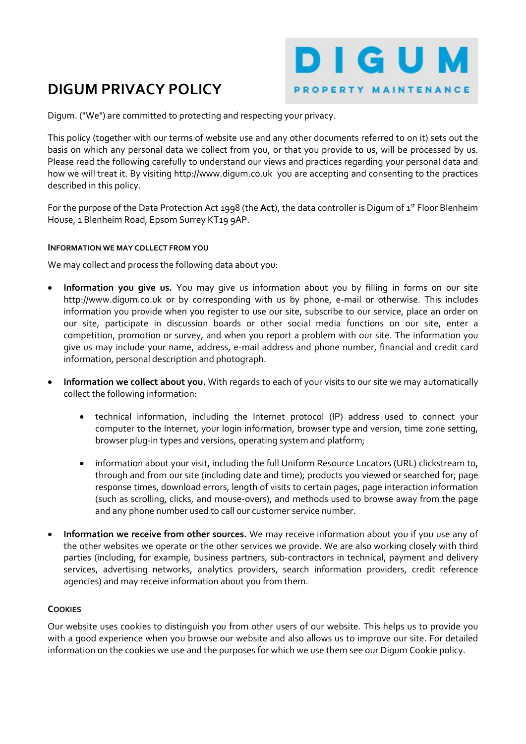# DIGUM PRIVACY POLICY

Digum. ("We") are committed to protecting and respecting your privacy.

This policy (together with our terms of website use and any other documents referred to on it) sets out the basis on which any personal data we collect from you, or that you provide to us, will be processed by us. Please read the following carefully to understand our views and practices regarding your personal data and how we will treat it. By visiting http://www.digum.co.uk you are accepting and consenting to the practices described in this policy.

For the purpose of the Data Protection Act 1998 (the **Act**), the data controller is Digum of 1st Floor Blenheim House, 1 Blenheim Road, Epsom Surrey KT19 9AP.

#### INFORMATION WE MAY COLLECT FROM YOU

We may collect and process the following data about you:

- **Information you give us.** You may give us information about you by filling in forms on our site http://www.digum.co.uk or by corresponding with us by phone, e-mail or otherwise. This includes information you provide when you register to use our site, subscribe to our service, place an order on our site, participate in discussion boards or other social media functions on our site, enter a competition, promotion or survey, and when you report a problem with our site. The information you give us may include your name, address, e-mail address and phone number, financial and credit card information, personal description and photograph.

- **Information we collect about you.** With regards to each of your visits to our site we may automatically collect the following information:

    - technical information, including the Internet protocol (IP) address used to connect your computer to the Internet, your login information, browser type and version, time zone setting, browser plug-in types and versions, operating system and platform;

    - information about your visit, including the full Uniform Resource Locators (URL) clickstream to, through and from our site (including date and time); products you viewed or searched for; page response times, download errors, length of visits to certain pages, page interaction information (such as scrolling, clicks, and mouse-overs), and methods used to browse away from the page and any phone number used to call our customer service number.

- **Information we receive from other sources.** We may receive information about you if you use any of the other websites we operate or the other services we provide. We are also working closely with third parties (including, for example, business partners, sub-contractors in technical, payment and delivery services, advertising networks, analytics providers, search information providers, credit reference agencies) and may receive information about you from them.

#### COOKIES

Our website uses cookies to distinguish you from other users of our website. This helps us to provide you with a good experience when you browse our website and also allows us to improve our site. For detailed information on the cookies we use and the purposes for which we use them see our Digum Cookie policy.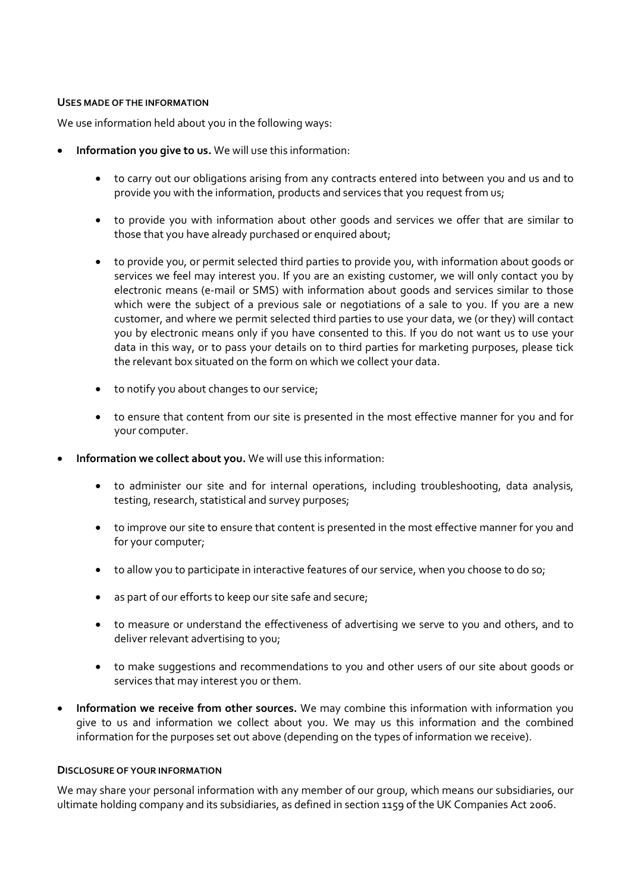**USES MADE OF THE INFORMATION**

We use information held about you in the following ways:

- **Information you give to us.** We will use this information:

    - to carry out our obligations arising from any contracts entered into between you and us and to provide you with the information, products and services that you request from us;

    - to provide you with information about other goods and services we offer that are similar to those that you have already purchased or enquired about;

    - to provide you, or permit selected third parties to provide you, with information about goods or services we feel may interest you. If you are an existing customer, we will only contact you by electronic means (e-mail or SMS) with information about goods and services similar to those which were the subject of a previous sale or negotiations of a sale to you. If you are a new customer, and where we permit selected third parties to use your data, we (or they) will contact you by electronic means only if you have consented to this. If you do not want us to use your data in this way, or to pass your details on to third parties for marketing purposes, please tick the relevant box situated on the form on which we collect your data.

    - to notify you about changes to our service;

    - to ensure that content from our site is presented in the most effective manner for you and for your computer.

- **Information we collect about you.** We will use this information:

    - to administer our site and for internal operations, including troubleshooting, data analysis, testing, research, statistical and survey purposes;

    - to improve our site to ensure that content is presented in the most effective manner for you and for your computer;

    - to allow you to participate in interactive features of our service, when you choose to do so;

    - as part of our efforts to keep our site safe and secure;

    - to measure or understand the effectiveness of advertising we serve to you and others, and to deliver relevant advertising to you;

    - to make suggestions and recommendations to you and other users of our site about goods or services that may interest you or them.

- **Information we receive from other sources.** We may combine this information with information you give to us and information we collect about you. We may us this information and the combined information for the purposes set out above (depending on the types of information we receive).

**DISCLOSURE OF YOUR INFORMATION**

We may share your personal information with any member of our group, which means our subsidiaries, our ultimate holding company and its subsidiaries, as defined in section 1159 of the UK Companies Act 2006.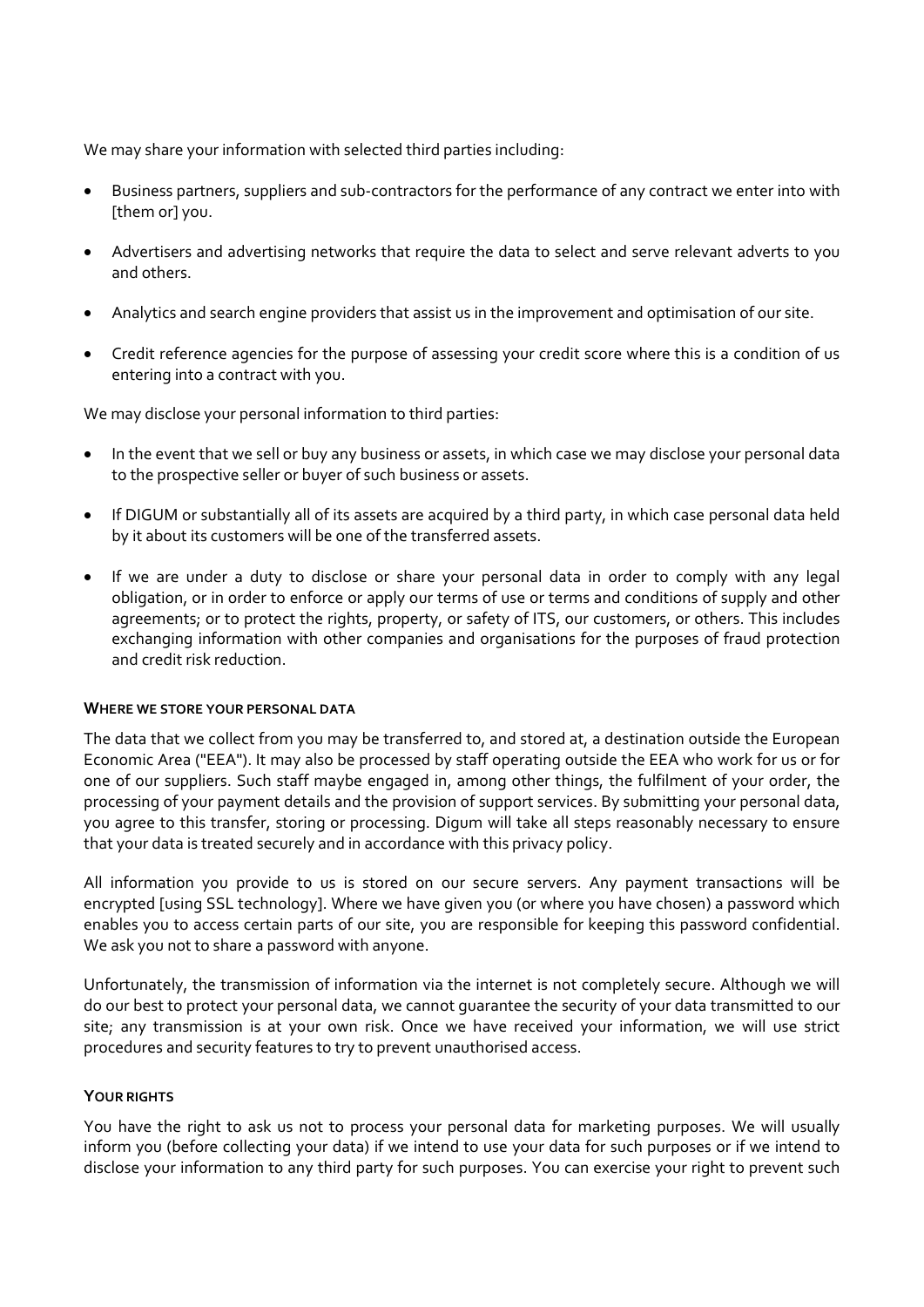We may share your information with selected third parties including:

- Business partners, suppliers and sub-contractors for the performance of any contract we enter into with [them or] you.
- Advertisers and advertising networks that require the data to select and serve relevant adverts to you and others.
- Analytics and search engine providers that assist us in the improvement and optimisation of our site.
- Credit reference agencies for the purpose of assessing your credit score where this is a condition of us entering into a contract with you.

We may disclose your personal information to third parties:

- In the event that we sell or buy any business or assets, in which case we may disclose your personal data to the prospective seller or buyer of such business or assets.
- If DIGUM or substantially all of its assets are acquired by a third party, in which case personal data held by it about its customers will be one of the transferred assets.
- If we are under a duty to disclose or share your personal data in order to comply with any legal obligation, or in order to enforce or apply our terms of use or terms and conditions of supply and other agreements; or to protect the rights, property, or safety of ITS, our customers, or others. This includes exchanging information with other companies and organisations for the purposes of fraud protection and credit risk reduction.

**WHERE WE STORE YOUR PERSONAL DATA**

The data that we collect from you may be transferred to, and stored at, a destination outside the European Economic Area ("EEA"). It may also be processed by staff operating outside the EEA who work for us or for one of our suppliers. Such staff maybe engaged in, among other things, the fulfilment of your order, the processing of your payment details and the provision of support services. By submitting your personal data, you agree to this transfer, storing or processing. Digum will take all steps reasonably necessary to ensure that your data is treated securely and in accordance with this privacy policy.

All information you provide to us is stored on our secure servers. Any payment transactions will be encrypted [using SSL technology]. Where we have given you (or where you have chosen) a password which enables you to access certain parts of our site, you are responsible for keeping this password confidential. We ask you not to share a password with anyone.

Unfortunately, the transmission of information via the internet is not completely secure. Although we will do our best to protect your personal data, we cannot guarantee the security of your data transmitted to our site; any transmission is at your own risk. Once we have received your information, we will use strict procedures and security features to try to prevent unauthorised access.

**YOUR RIGHTS**

You have the right to ask us not to process your personal data for marketing purposes. We will usually inform you (before collecting your data) if we intend to use your data for such purposes or if we intend to disclose your information to any third party for such purposes. You can exercise your right to prevent such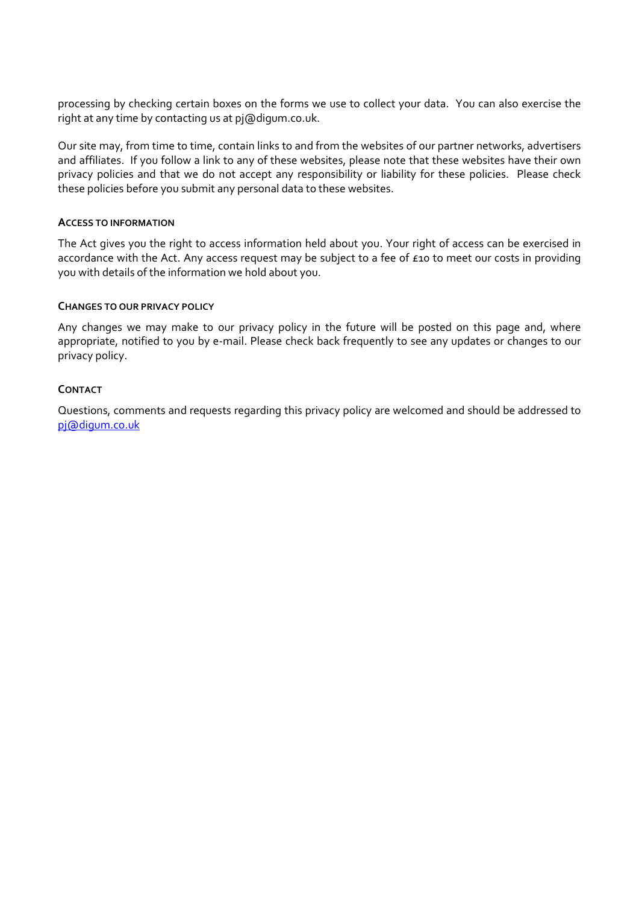processing by checking certain boxes on the forms we use to collect your data. You can also exercise the right at any time by contacting us at pj@digum.co.uk.

Our site may, from time to time, contain links to and from the websites of our partner networks, advertisers and affiliates. If you follow a link to any of these websites, please note that these websites have their own privacy policies and that we do not accept any responsibility or liability for these policies. Please check these policies before you submit any personal data to these websites.

### ACCESS TO INFORMATION

The Act gives you the right to access information held about you. Your right of access can be exercised in accordance with the Act. Any access request may be subject to a fee of £10 to meet our costs in providing you with details of the information we hold about you.

### CHANGES TO OUR PRIVACY POLICY

Any changes we may make to our privacy policy in the future will be posted on this page and, where appropriate, notified to you by e-mail. Please check back frequently to see any updates or changes to our privacy policy.

### CONTACT

Questions, comments and requests regarding this privacy policy are welcomed and should be addressed to [pj@digum.co.uk](mailto:pj@digum.co.uk)